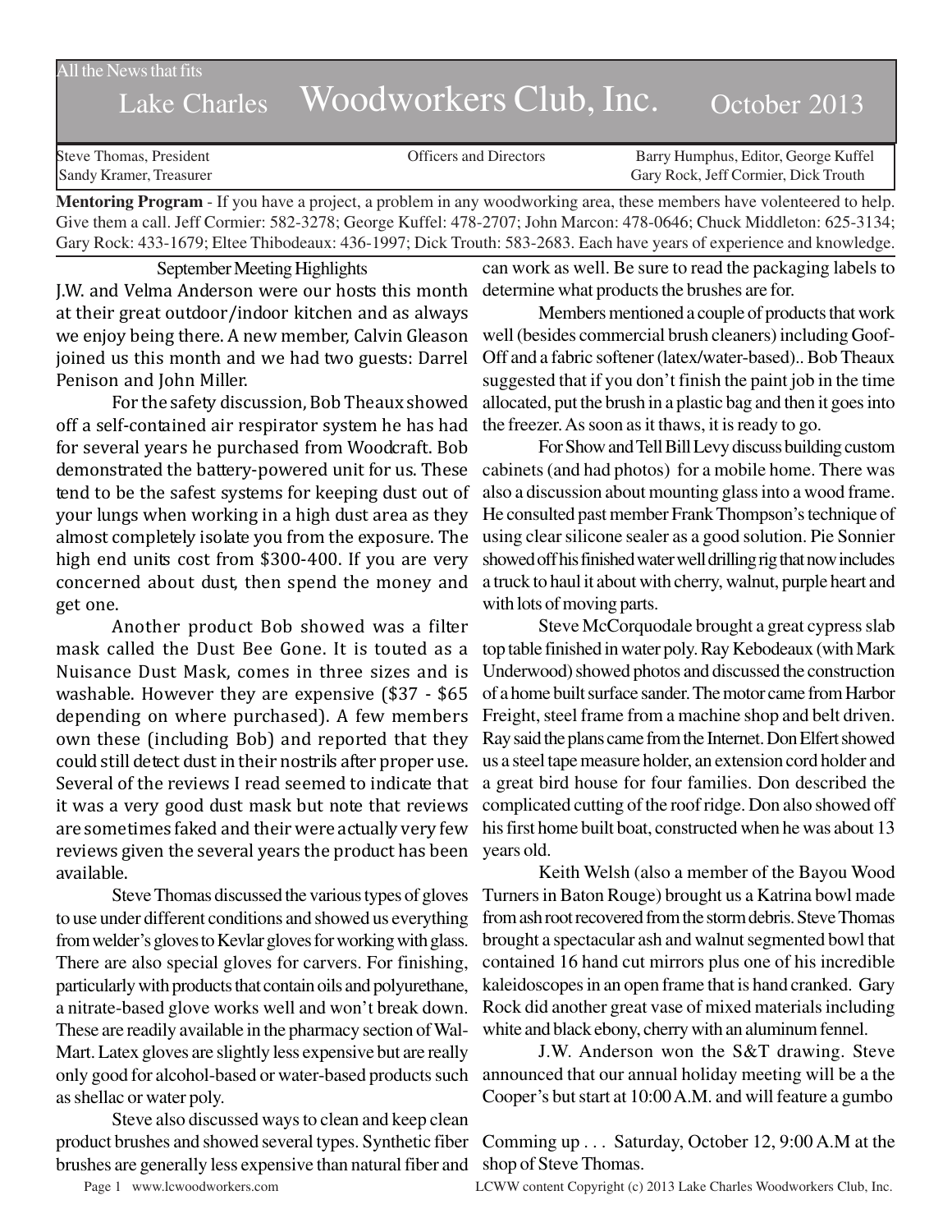All the News that fits

# Lake Charles Woodworkers Club, Inc. October 2013

Steve Thomas, President | Officers and Directors | Barry Humphus, Editor, George Kuffel
Sandy Kramer, Treasurer | | Gary Rock, Jeff Cormier, Dick Trouth

**Mentoring Program** - If you have a project, a problem in any woodworking area, these members have volenteered to help. Give them a call. Jeff Cormier: 582-3278; George Kuffel: 478-2707; John Marcon: 478-0646; Chuck Middleton: 625-3134; Gary Rock: 433-1679; Eltee Thibodeaux: 436-1997; Dick Trouth: 583-2683. Each have years of experience and knowledge.

## September Meeting Highlights

J.W. and Velma Anderson were our hosts this month at their great outdoor/indoor kitchen and as always we enjoy being there. A new member, Calvin Gleason joined us this month and we had two guests: Darrel Penison and John Miller.

For the safety discussion, Bob Theaux showed off a self-contained air respirator system he has had for several years he purchased from Woodcraft. Bob demonstrated the battery-powered unit for us. These tend to be the safest systems for keeping dust out of your lungs when working in a high dust area as they almost completely isolate you from the exposure. The high end units cost from $300-400. If you are very concerned about dust, then spend the money and get one.

Another product Bob showed was a filter mask called the Dust Bee Gone. It is touted as a Nuisance Dust Mask, comes in three sizes and is washable. However they are expensive ($37 - $65 depending on where purchased). A few members own these (including Bob) and reported that they could still detect dust in their nostrils after proper use. Several of the reviews I read seemed to indicate that it was a very good dust mask but note that reviews are sometimes faked and their were actually very few reviews given the several years the product has been available.

Steve Thomas discussed the various types of gloves to use under different conditions and showed us everything from welder's gloves to Kevlar gloves for working with glass. There are also special gloves for carvers. For finishing, particularly with products that contain oils and polyurethane, a nitrate-based glove works well and won't break down. These are readily available in the pharmacy section of Wal-Mart. Latex gloves are slightly less expensive but are really only good for alcohol-based or water-based products such as shellac or water poly.

Steve also discussed ways to clean and keep clean product brushes and showed several types. Synthetic fiber brushes are generally less expensive than natural fiber and can work as well. Be sure to read the packaging labels to determine what products the brushes are for.

Members mentioned a couple of products that work well (besides commercial brush cleaners) including Goof-Off and a fabric softener (latex/water-based).. Bob Theaux suggested that if you don't finish the paint job in the time allocated, put the brush in a plastic bag and then it goes into the freezer. As soon as it thaws, it is ready to go.

For Show and Tell Bill Levy discuss building custom cabinets (and had photos) for a mobile home. There was also a discussion about mounting glass into a wood frame. He consulted past member Frank Thompson's technique of using clear silicone sealer as a good solution. Pie Sonnier showed off his finished water well drilling rig that now includes a truck to haul it about with cherry, walnut, purple heart and with lots of moving parts.

Steve McCorquodale brought a great cypress slab top table finished in water poly. Ray Kebodeaux (with Mark Underwood) showed photos and discussed the construction of a home built surface sander. The motor came from Harbor Freight, steel frame from a machine shop and belt driven. Ray said the plans came from the Internet. Don Elfert showed us a steel tape measure holder, an extension cord holder and a great bird house for four families. Don described the complicated cutting of the roof ridge. Don also showed off his first home built boat, constructed when he was about 13 years old.

Keith Welsh (also a member of the Bayou Wood Turners in Baton Rouge) brought us a Katrina bowl made from ash root recovered from the storm debris. Steve Thomas brought a spectacular ash and walnut segmented bowl that contained 16 hand cut mirrors plus one of his incredible kaleidoscopes in an open frame that is hand cranked. Gary Rock did another great vase of mixed materials including white and black ebony, cherry with an aluminum fennel.

J.W. Anderson won the S&T drawing. Steve announced that our annual holiday meeting will be a the Cooper's but start at 10:00 A.M. and will feature a gumbo

Comming up . . . Saturday, October 12, 9:00 A.M at the shop of Steve Thomas.

www.lcwoodworkers.com LCWW content Copyright (c) 2013 Lake Charles Woodworkers Club, Inc.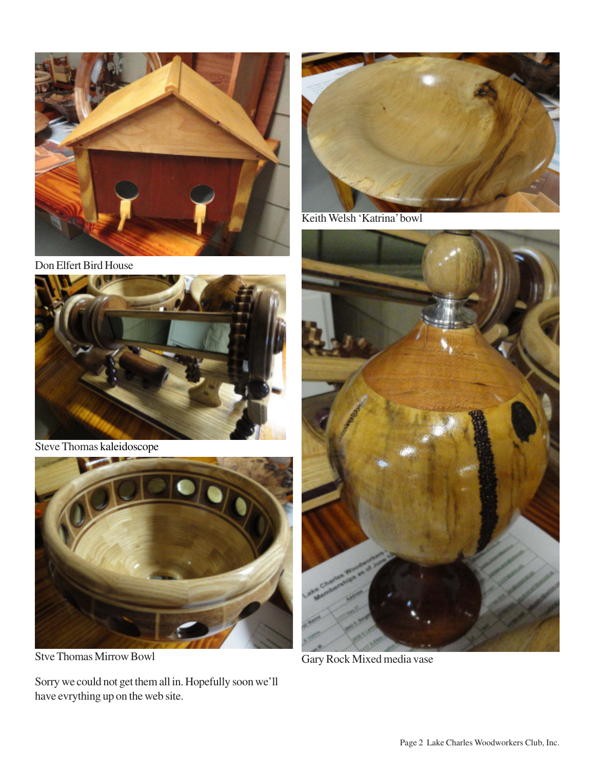Don Elfert Bird House

Steve Thomas kaleidoscope

Stve Thomas Mirrow Bowl

Sorry we could not get them all in. Hopefully soon we'll have evrything up on the web site.

Keith Welsh 'Katrina' bowl

Gary Rock Mixed media vase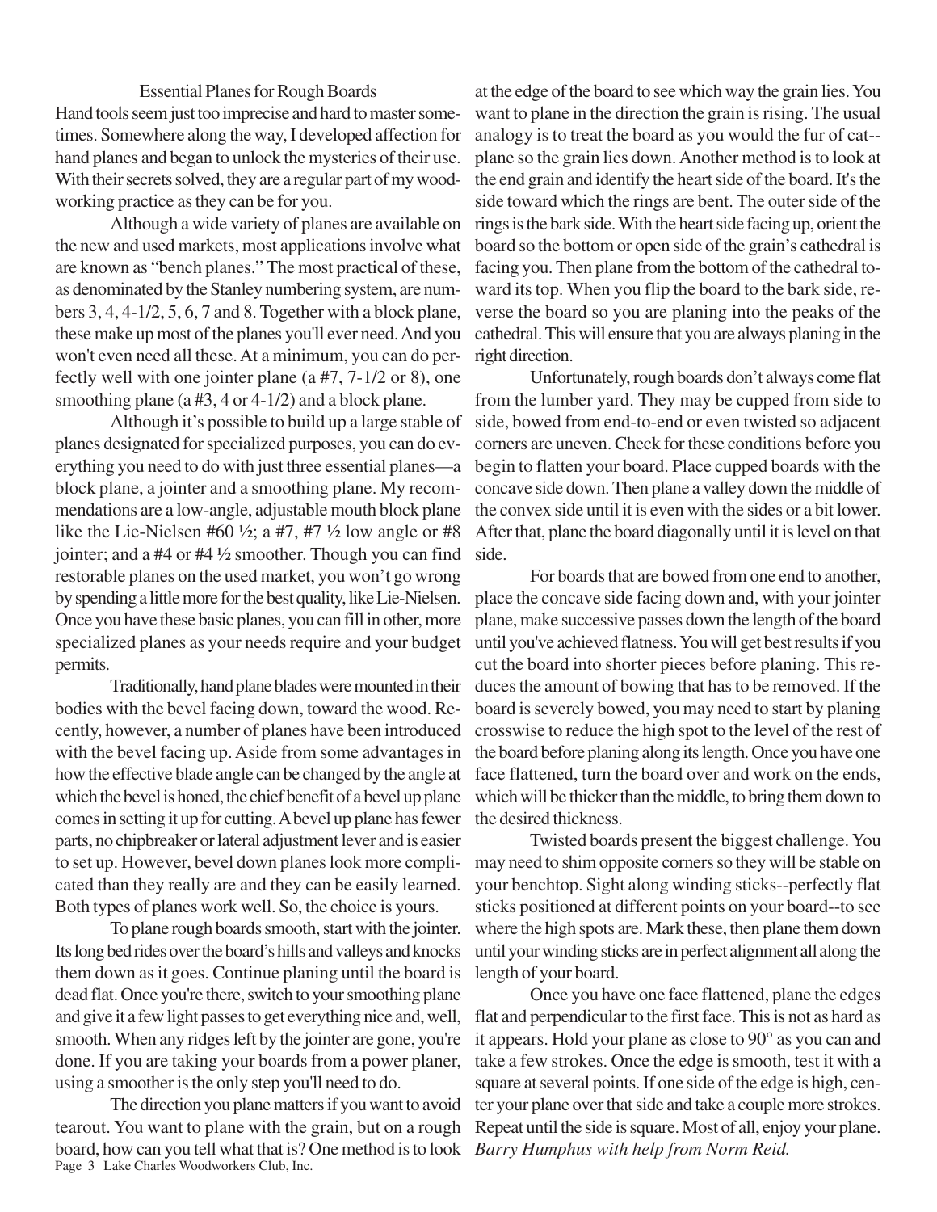## Essential Planes for Rough Boards

Hand tools seem just too imprecise and hard to master sometimes. Somewhere along the way, I developed affection for hand planes and began to unlock the mysteries of their use. With their secrets solved, they are a regular part of my woodworking practice as they can be for you.

Although a wide variety of planes are available on the new and used markets, most applications involve what are known as "bench planes." The most practical of these, as denominated by the Stanley numbering system, are numbers 3, 4, 4-1/2, 5, 6, 7 and 8. Together with a block plane, these make up most of the planes you'll ever need. And you won't even need all these. At a minimum, you can do perfectly well with one jointer plane (a #7, 7-1/2 or 8), one smoothing plane (a #3, 4 or 4-1/2) and a block plane.

Although it's possible to build up a large stable of planes designated for specialized purposes, you can do everything you need to do with just three essential planes—a block plane, a jointer and a smoothing plane. My recommendations are a low-angle, adjustable mouth block plane like the Lie-Nielsen #60 ½; a #7, #7 ½ low angle or #8 jointer; and a #4 or #4 ½ smoother. Though you can find restorable planes on the used market, you won't go wrong by spending a little more for the best quality, like Lie-Nielsen. Once you have these basic planes, you can fill in other, more specialized planes as your needs require and your budget permits.

Traditionally, hand plane blades were mounted in their bodies with the bevel facing down, toward the wood. Recently, however, a number of planes have been introduced with the bevel facing up. Aside from some advantages in how the effective blade angle can be changed by the angle at which the bevel is honed, the chief benefit of a bevel up plane comes in setting it up for cutting. A bevel up plane has fewer parts, no chipbreaker or lateral adjustment lever and is easier to set up. However, bevel down planes look more complicated than they really are and they can be easily learned. Both types of planes work well. So, the choice is yours.

To plane rough boards smooth, start with the jointer. Its long bed rides over the board's hills and valleys and knocks them down as it goes. Continue planing until the board is dead flat. Once you're there, switch to your smoothing plane and give it a few light passes to get everything nice and, well, smooth. When any ridges left by the jointer are gone, you're done. If you are taking your boards from a power planer, using a smoother is the only step you'll need to do.

The direction you plane matters if you want to avoid tearout. You want to plane with the grain, but on a rough board, how can you tell what that is? One method is to look at the edge of the board to see which way the grain lies. You want to plane in the direction the grain is rising. The usual analogy is to treat the board as you would the fur of cat--plane so the grain lies down. Another method is to look at the end grain and identify the heart side of the board. It's the side toward which the rings are bent. The outer side of the rings is the bark side. With the heart side facing up, orient the board so the bottom or open side of the grain's cathedral is facing you. Then plane from the bottom of the cathedral toward its top. When you flip the board to the bark side, reverse the board so you are planing into the peaks of the cathedral. This will ensure that you are always planing in the right direction.

Unfortunately, rough boards don't always come flat from the lumber yard. They may be cupped from side to side, bowed from end-to-end or even twisted so adjacent corners are uneven. Check for these conditions before you begin to flatten your board. Place cupped boards with the concave side down. Then plane a valley down the middle of the convex side until it is even with the sides or a bit lower. After that, plane the board diagonally until it is level on that side.

For boards that are bowed from one end to another, place the concave side facing down and, with your jointer plane, make successive passes down the length of the board until you've achieved flatness. You will get best results if you cut the board into shorter pieces before planing. This reduces the amount of bowing that has to be removed. If the board is severely bowed, you may need to start by planing crosswise to reduce the high spot to the level of the rest of the board before planing along its length. Once you have one face flattened, turn the board over and work on the ends, which will be thicker than the middle, to bring them down to the desired thickness.

Twisted boards present the biggest challenge. You may need to shim opposite corners so they will be stable on your benchtop. Sight along winding sticks--perfectly flat sticks positioned at different points on your board--to see where the high spots are. Mark these, then plane them down until your winding sticks are in perfect alignment all along the length of your board.

Once you have one face flattened, plane the edges flat and perpendicular to the first face. This is not as hard as it appears. Hold your plane as close to 90° as you can and take a few strokes. Once the edge is smooth, test it with a square at several points. If one side of the edge is high, center your plane over that side and take a couple more strokes. Repeat until the side is square. Most of all, enjoy your plane. *Barry Humphus with help from Norm Reid.*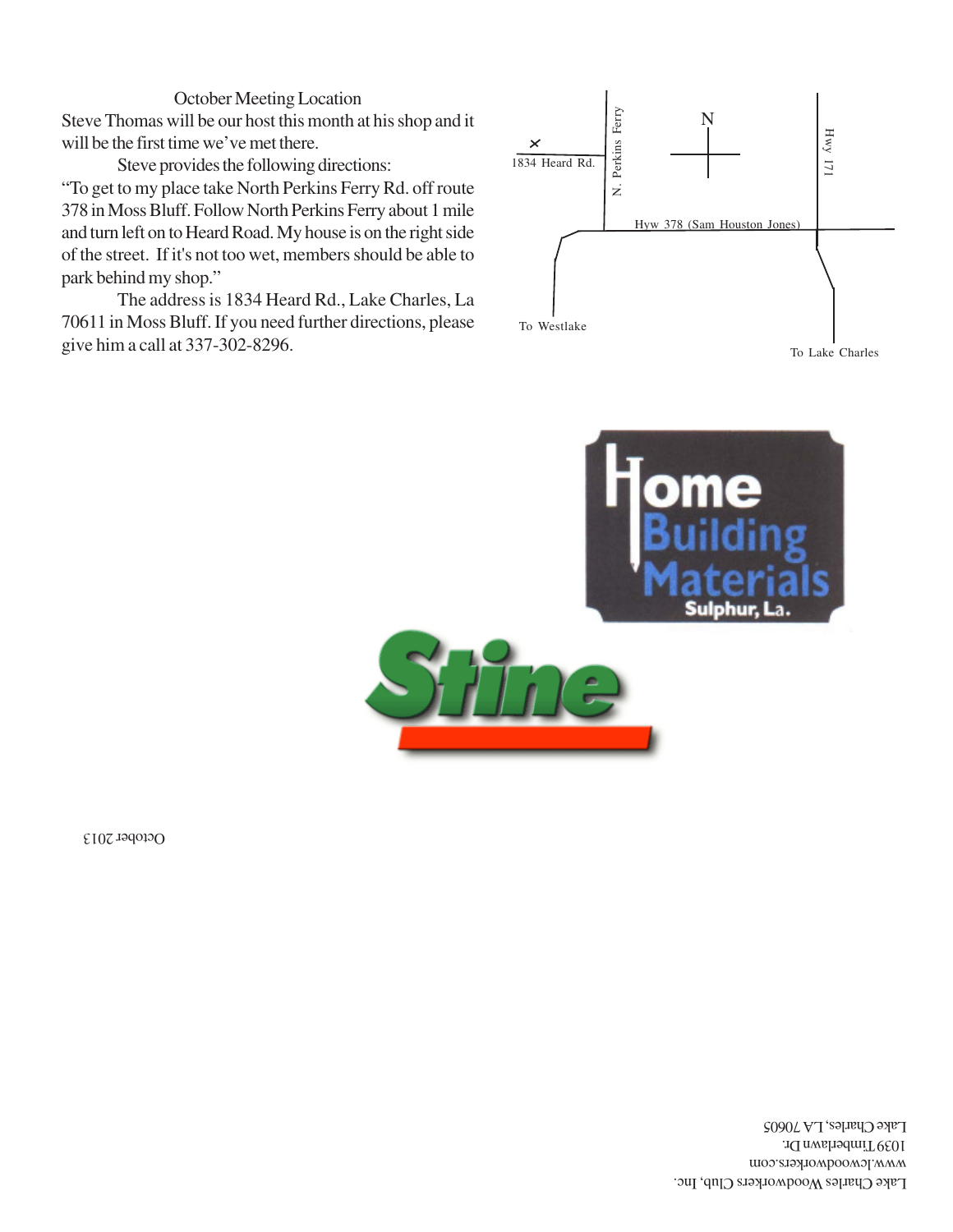## October Meeting Location

Steve Thomas will be our host this month at his shop and it will be the first time we've met there.

Steve provides the following directions:

"To get to my place take North Perkins Ferry Rd. off route 378 in Moss Bluff. Follow North Perkins Ferry about 1 mile and turn left on to Heard Road. My house is on the right side of the street. If it's not too wet, members should be able to park behind my shop."

The address is 1834 Heard Rd., Lake Charles, La 70611 in Moss Bluff. If you need further directions, please give him a call at 337-302-8296.

N

1834 Heard Rd.

N. Perkins Ferry

Hwy 171

Hyw 378 (Sam Houston Jones)

To Westlake

To Lake Charles

Home Building Materials

Sulphur, La.

Stine

October 2013

Lake Charles Woodworkers Club, Inc.
www.lcwoodworkers.com
1039 Timberlawn Dr.
Lake Charles, LA 70605